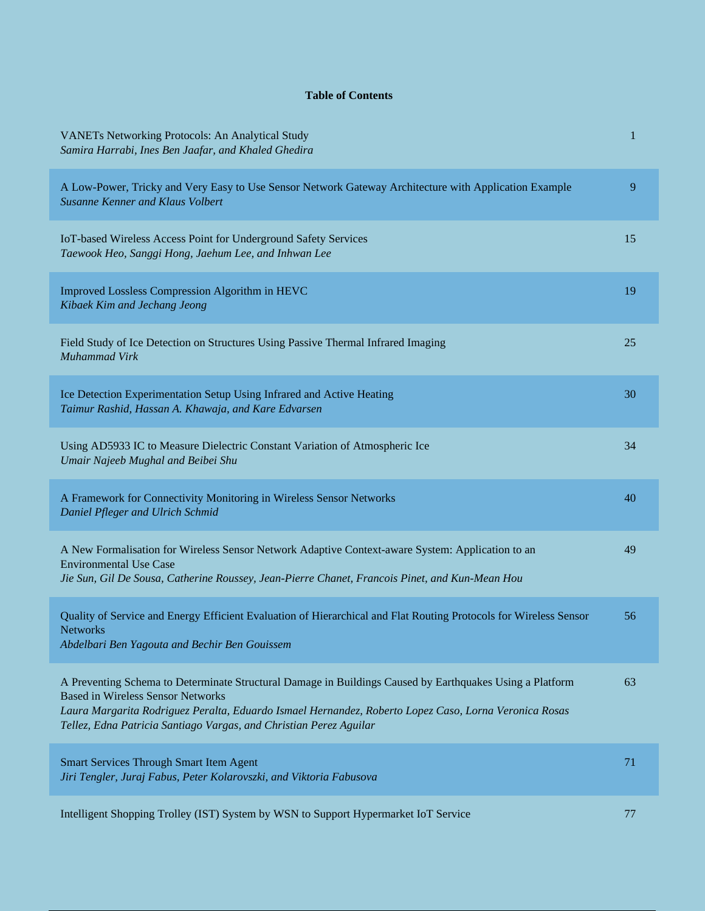**Table of Contents**

| | |
|---|---|
| VANETs Networking Protocols: An Analytical Study<br>*Samira Harrabi, Ines Ben Jaafar, and Khaled Ghedira* | 1 |
| A Low-Power, Tricky and Very Easy to Use Sensor Network Gateway Architecture with Application Example<br>*Susanne Kenner and Klaus Volbert* | 9 |
| IoT-based Wireless Access Point for Underground Safety Services<br>*Taewook Heo, Sanggi Hong, Jaehum Lee, and Inhwan Lee* | 15 |
| Improved Lossless Compression Algorithm in HEVC<br>*Kibaek Kim and Jechang Jeong* | 19 |
| Field Study of Ice Detection on Structures Using Passive Thermal Infrared Imaging<br>*Muhammad Virk* | 25 |
| Ice Detection Experimentation Setup Using Infrared and Active Heating<br>*Taimur Rashid, Hassan A. Khawaja, and Kare Edvarsen* | 30 |
| Using AD5933 IC to Measure Dielectric Constant Variation of Atmospheric Ice<br>*Umair Najeeb Mughal and Beibei Shu* | 34 |
| A Framework for Connectivity Monitoring in Wireless Sensor Networks<br>*Daniel Pfleger and Ulrich Schmid* | 40 |
| A New Formalisation for Wireless Sensor Network Adaptive Context-aware System: Application to an Environmental Use Case<br>*Jie Sun, Gil De Sousa, Catherine Roussey, Jean-Pierre Chanet, Francois Pinet, and Kun-Mean Hou* | 49 |
| Quality of Service and Energy Efficient Evaluation of Hierarchical and Flat Routing Protocols for Wireless Sensor Networks<br>*Abdelbari Ben Yagouta and Bechir Ben Gouissem* | 56 |
| A Preventing Schema to Determinate Structural Damage in Buildings Caused by Earthquakes Using a Platform Based in Wireless Sensor Networks<br>*Laura Margarita Rodriguez Peralta, Eduardo Ismael Hernandez, Roberto Lopez Caso, Lorna Veronica Rosas Tellez, Edna Patricia Santiago Vargas, and Christian Perez Aguilar* | 63 |
| Smart Services Through Smart Item Agent<br>*Jiri Tengler, Juraj Fabus, Peter Kolarovszki, and Viktoria Fabusova* | 71 |
| Intelligent Shopping Trolley (IST) System by WSN to Support Hypermarket IoT Service | 77 |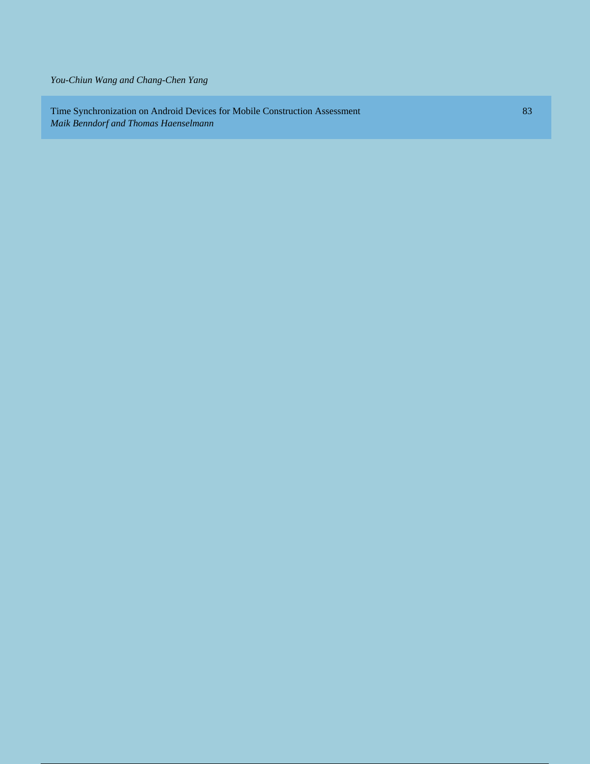*You-Chiun Wang and Chang-Chen Yang*

| | |
|---|---|
| Time Synchronization on Android Devices for Mobile Construction Assessment<br>*Maik Benndorf and Thomas Haenselmann* | 83 |